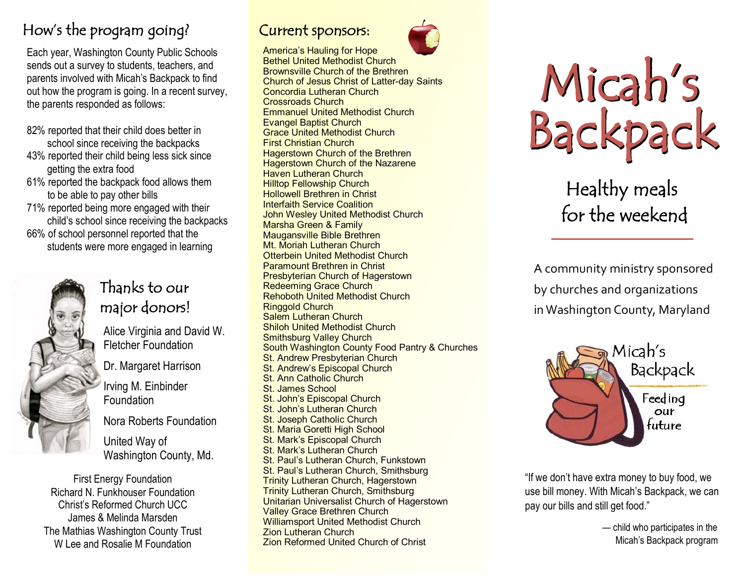## How's the program going?

Each year, Washington County Public Schools sends out a survey to students, teachers, and parents involved with Micah's Backpack to find out how the program is going. In a recent survey, the parents responded as follows:

- 82% reported that their child does better in school since receiving the backpacks
- 43% reported their child being less sick since getting the extra food
- 61% reported the backpack food allows them to be able to pay other bills
- 71% reported being more engaged with their child's school since receiving the backpacks
- 66% of school personnel reported that the students were more engaged in learning

## Thanks to our major donors!

Alice Virginia and David W. Fletcher Foundation

Dr. Margaret Harrison

Irving M. Einbinder Foundation

Nora Roberts Foundation

United Way of Washington County, Md.

First Energy Foundation
Richard N. Funkhouser Foundation
Christ's Reformed Church UCC
James & Melinda Marsden
The Mathias Washington County Trust
W Lee and Rosalie M Foundation

## Current sponsors:

America's Hauling for Hope
Bethel United Methodist Church
Brownsville Church of the Brethren
Church of Jesus Christ of Latter-day Saints
Concordia Lutheran Church
Crossroads Church
Emmanuel United Methodist Church
Evangel Baptist Church
Grace United Methodist Church
First Christian Church
Hagerstown Church of the Brethren
Hagerstown Church of the Nazarene
Haven Lutheran Church
Hilltop Fellowship Church
Hollowell Brethren in Christ
Interfaith Service Coalition
John Wesley United Methodist Church
Marsha Green & Family
Maugansville Bible Brethren
Mt. Moriah Lutheran Church
Otterbein United Methodist Church
Paramount Brethren in Christ
Presbyterian Church of Hagerstown
Redeeming Grace Church
Rehoboth United Methodist Church
Ringgold Church
Salem Lutheran Church
Shiloh United Methodist Church
Smithsburg Valley Church
South Washington County Food Pantry & Churches
St. Andrew Presbyterian Church
St. Andrew's Episcopal Church
St. Ann Catholic Church
St. James School
St. John's Episcopal Church
St. John's Lutheran Church
St. Joseph Catholic Church
St. Maria Goretti High School
St. Mark's Episcopal Church
St. Mark's Lutheran Church
St. Paul's Lutheran Church, Funkstown
St. Paul's Lutheran Church, Smithsburg
Trinity Lutheran Church, Hagerstown
Trinity Lutheran Church, Smithsburg
Unitarian Universalist Church of Hagerstown
Valley Grace Brethren Church
Williamsport United Methodist Church
Zion Lutheran Church
Zion Reformed United Church of Christ

# Micah's Backpack

## Healthy meals for the weekend

A community ministry sponsored by churches and organizations in Washington County, Maryland

Micah's Backpack
Feeding our future

"If we don't have extra money to buy food, we use bill money. With Micah's Backpack, we can pay our bills and still get food."

— child who participates in the Micah's Backpack program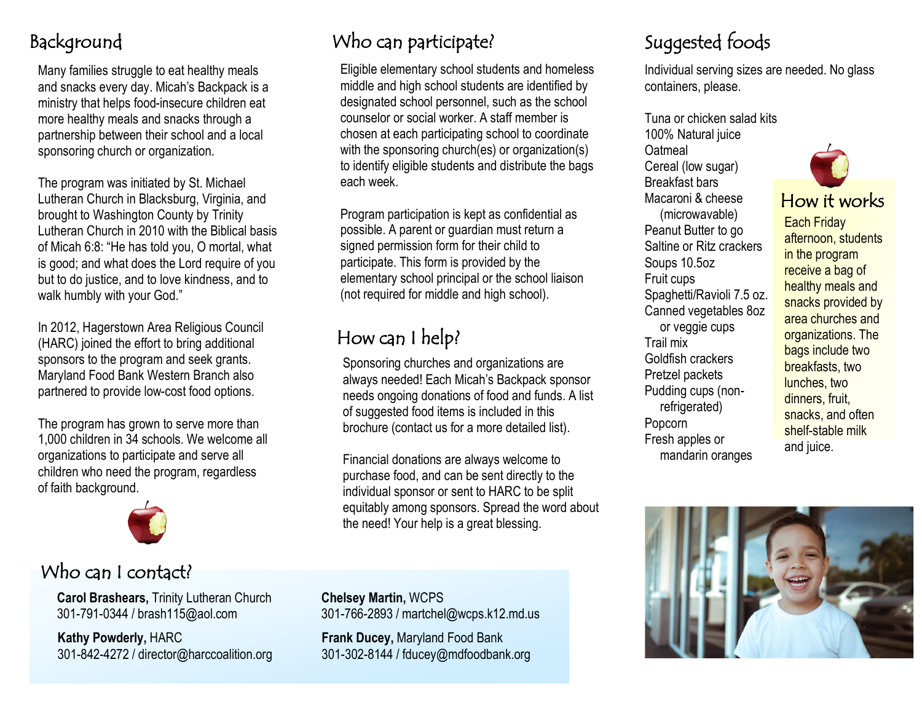## Background

Many families struggle to eat healthy meals and snacks every day. Micah's Backpack is a ministry that helps food-insecure children eat more healthy meals and snacks through a partnership between their school and a local sponsoring church or organization.

The program was initiated by St. Michael Lutheran Church in Blacksburg, Virginia, and brought to Washington County by Trinity Lutheran Church in 2010 with the Biblical basis of Micah 6:8: "He has told you, O mortal, what is good; and what does the Lord require of you but to do justice, and to love kindness, and to walk humbly with your God."

In 2012, Hagerstown Area Religious Council (HARC) joined the effort to bring additional sponsors to the program and seek grants. Maryland Food Bank Western Branch also partnered to provide low-cost food options.

The program has grown to serve more than 1,000 children in 34 schools. We welcome all organizations to participate and serve all children who need the program, regardless of faith background.

## Who can participate?

Eligible elementary school students and homeless middle and high school students are identified by designated school personnel, such as the school counselor or social worker. A staff member is chosen at each participating school to coordinate with the sponsoring church(es) or organization(s) to identify eligible students and distribute the bags each week.

Program participation is kept as confidential as possible. A parent or guardian must return a signed permission form for their child to participate. This form is provided by the elementary school principal or the school liaison (not required for middle and high school).

## How can I help?

Sponsoring churches and organizations are always needed! Each Micah's Backpack sponsor needs ongoing donations of food and funds. A list of suggested food items is included in this brochure (contact us for a more detailed list).

Financial donations are always welcome to purchase food, and can be sent directly to the individual sponsor or sent to HARC to be split equitably among sponsors. Spread the word about the need! Your help is a great blessing.

## Suggested foods

Individual serving sizes are needed. No glass containers, please.

- Tuna or chicken salad kits
- 100% Natural juice
- Oatmeal
- Cereal (low sugar)
- Breakfast bars
- Macaroni & cheese (microwavable)
- Peanut Butter to go
- Saltine or Ritz crackers
- Soups 10.5oz
- Fruit cups
- Spaghetti/Ravioli 7.5 oz.
- Canned vegetables 8oz or veggie cups
- Trail mix
- Goldfish crackers
- Pretzel packets
- Pudding cups (non-refrigerated)
- Popcorn
- Fresh apples or mandarin oranges

## How it works

Each Friday afternoon, students in the program receive a bag of healthy meals and snacks provided by area churches and organizations. The bags include two breakfasts, two lunches, two dinners, fruit, snacks, and often shelf-stable milk and juice.

## Who can I contact?

**Carol Brashears,** Trinity Lutheran Church
301-791-0344 / brash115@aol.com

**Kathy Powderly,** HARC
301-842-4272 / director@harccoalition.org

**Chelsey Martin,** WCPS
301-766-2893 / martchel@wcps.k12.md.us

**Frank Ducey,** Maryland Food Bank
301-302-8144 / fducey@mdfoodbank.org